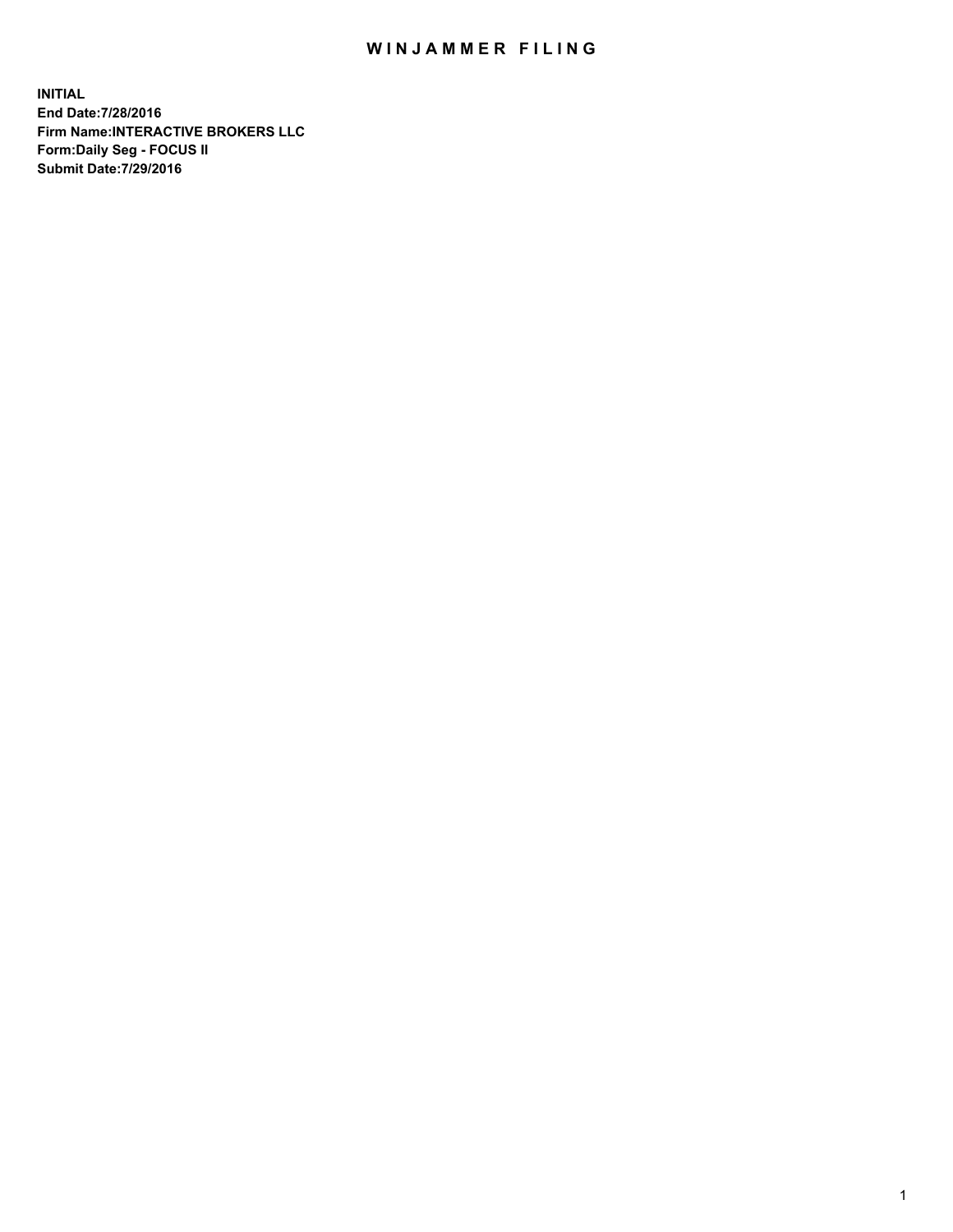# WINJAMMER FILING

**INITIAL**
**End Date:7/28/2016**
**Firm Name:INTERACTIVE BROKERS LLC**
**Form:Daily Seg - FOCUS II**
**Submit Date:7/29/2016**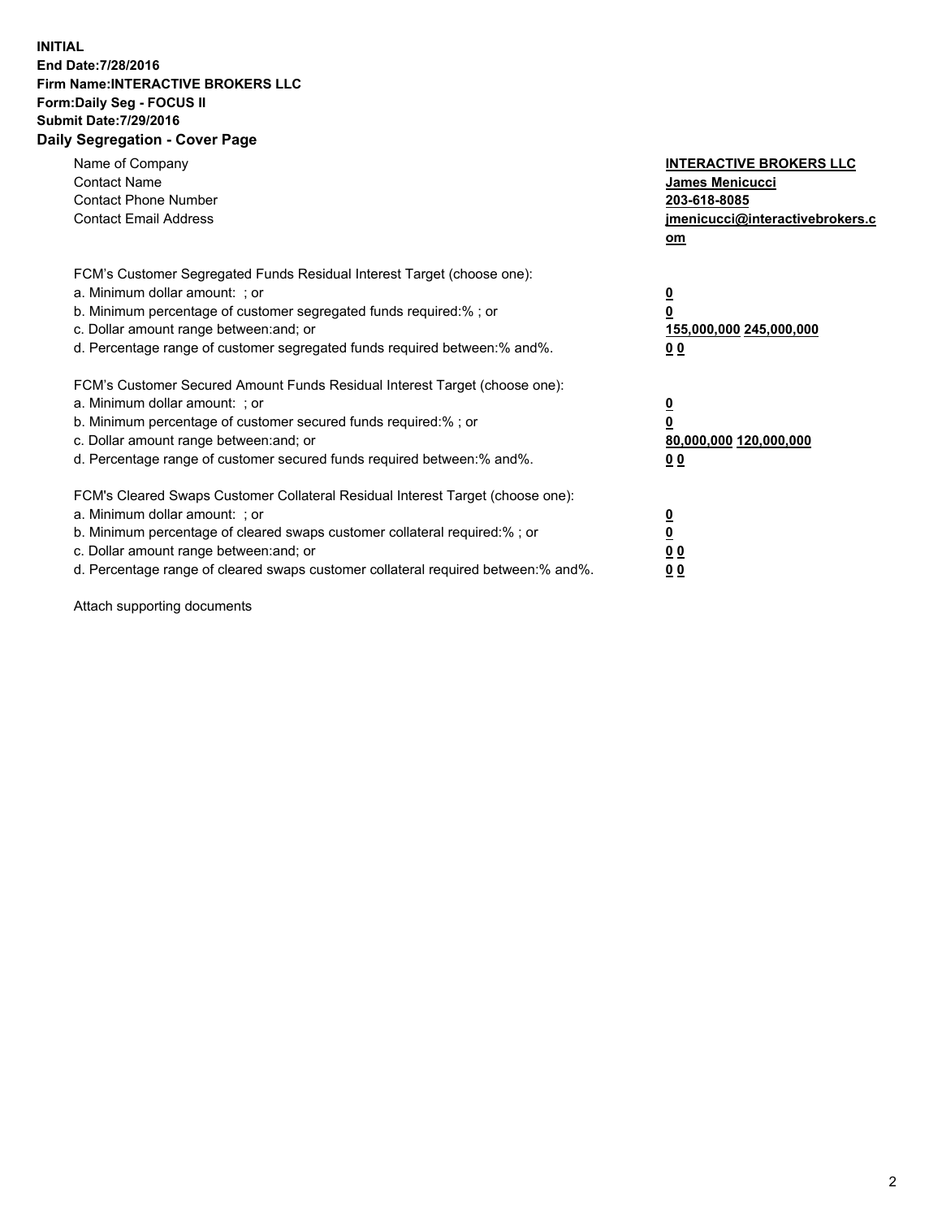**INITIAL**
**End Date:7/28/2016**
**Firm Name:INTERACTIVE BROKERS LLC**
**Form:Daily Seg - FOCUS II**
**Submit Date:7/29/2016**
**Daily Segregation - Cover Page**

| | |
|---|---|
| Name of Company | **INTERACTIVE BROKERS LLC** |
| Contact Name | **James Menicucci** |
| Contact Phone Number | **203-618-8085** |
| Contact Email Address | **jmenicucci@interactivebrokers.com** |

FCM's Customer Segregated Funds Residual Interest Target (choose one):

| | |
|---|---|
| a. Minimum dollar amount: ; or | **0** |
| b. Minimum percentage of customer segregated funds required:% ; or | **0** |
| c. Dollar amount range between:and; or | **155,000,000 245,000,000** |
| d. Percentage range of customer segregated funds required between:% and%. | **0 0** |

FCM's Customer Secured Amount Funds Residual Interest Target (choose one):

| | |
|---|---|
| a. Minimum dollar amount: ; or | **0** |
| b. Minimum percentage of customer secured funds required:% ; or | **0** |
| c. Dollar amount range between:and; or | **80,000,000 120,000,000** |
| d. Percentage range of customer secured funds required between:% and%. | **0 0** |

FCM's Cleared Swaps Customer Collateral Residual Interest Target (choose one):

| | |
|---|---|
| a. Minimum dollar amount: ; or | **0** |
| b. Minimum percentage of cleared swaps customer collateral required:% ; or | **0** |
| c. Dollar amount range between:and; or | **0 0** |
| d. Percentage range of cleared swaps customer collateral required between:% and%. | **0 0** |

Attach supporting documents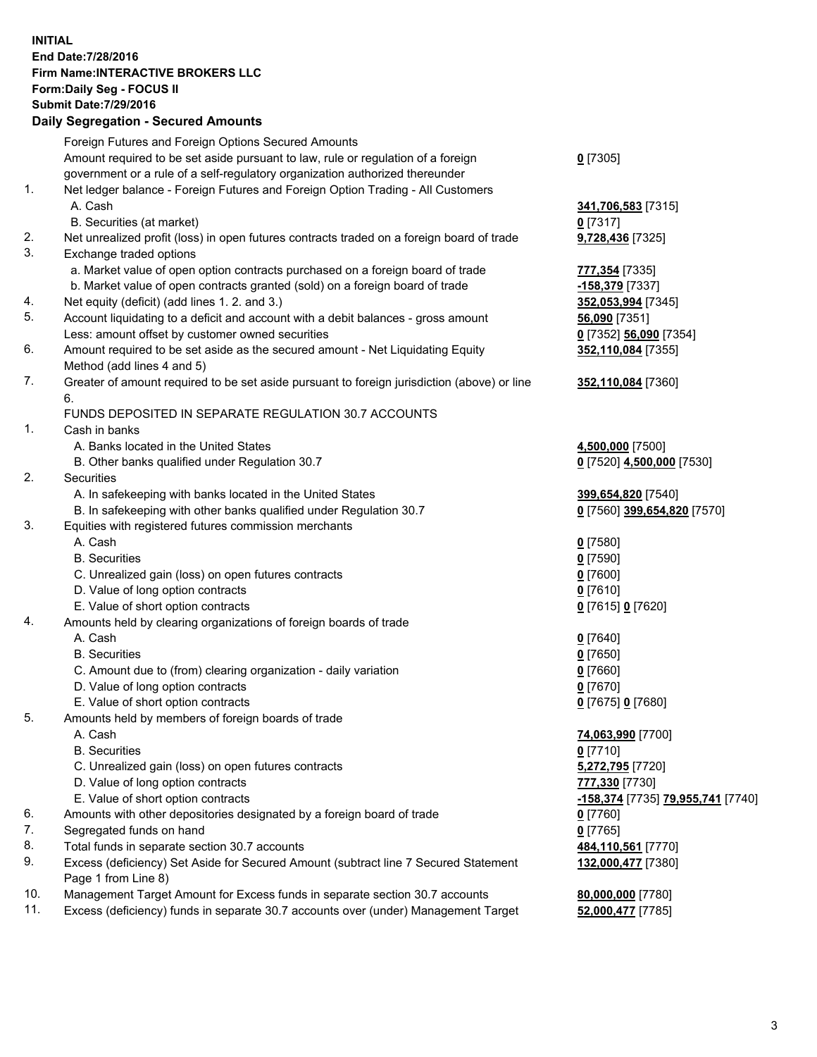**INITIAL**
**End Date:7/28/2016**
**Firm Name:INTERACTIVE BROKERS LLC**
**Form:Daily Seg - FOCUS II**
**Submit Date:7/29/2016**

## Daily Segregation - Secured Amounts

| | | |
|---|---|---|
| | Foreign Futures and Foreign Options Secured Amounts | |
| | Amount required to be set aside pursuant to law, rule or regulation of a foreign government or a rule of a self-regulatory organization authorized thereunder | **0** [7305] |
| 1. | Net ledger balance - Foreign Futures and Foreign Option Trading - All Customers | |
| | A. Cash | **341,706,583** [7315] |
| | B. Securities (at market) | **0** [7317] |
| 2. | Net unrealized profit (loss) in open futures contracts traded on a foreign board of trade | **9,728,436** [7325] |
| 3. | Exchange traded options | |
| | a. Market value of open option contracts purchased on a foreign board of trade | **777,354** [7335] |
| | b. Market value of open contracts granted (sold) on a foreign board of trade | **-158,379** [7337] |
| 4. | Net equity (deficit) (add lines 1. 2. and 3.) | **352,053,994** [7345] |
| 5. | Account liquidating to a deficit and account with a debit balances - gross amount | **56,090** [7351] |
| | Less: amount offset by customer owned securities | **0** [7352] **56,090** [7354] |
| 6. | Amount required to be set aside as the secured amount - Net Liquidating Equity Method (add lines 4 and 5) | **352,110,084** [7355] |
| 7. | Greater of amount required to be set aside pursuant to foreign jurisdiction (above) or line 6. | **352,110,084** [7360] |
| | FUNDS DEPOSITED IN SEPARATE REGULATION 30.7 ACCOUNTS | |
| 1. | Cash in banks | |
| | A. Banks located in the United States | **4,500,000** [7500] |
| | B. Other banks qualified under Regulation 30.7 | **0** [7520] **4,500,000** [7530] |
| 2. | Securities | |
| | A. In safekeeping with banks located in the United States | **399,654,820** [7540] |
| | B. In safekeeping with other banks qualified under Regulation 30.7 | **0** [7560] **399,654,820** [7570] |
| 3. | Equities with registered futures commission merchants | |
| | A. Cash | **0** [7580] |
| | B. Securities | **0** [7590] |
| | C. Unrealized gain (loss) on open futures contracts | **0** [7600] |
| | D. Value of long option contracts | **0** [7610] |
| | E. Value of short option contracts | **0** [7615] **0** [7620] |
| 4. | Amounts held by clearing organizations of foreign boards of trade | |
| | A. Cash | **0** [7640] |
| | B. Securities | **0** [7650] |
| | C. Amount due to (from) clearing organization - daily variation | **0** [7660] |
| | D. Value of long option contracts | **0** [7670] |
| | E. Value of short option contracts | **0** [7675] **0** [7680] |
| 5. | Amounts held by members of foreign boards of trade | |
| | A. Cash | **74,063,990** [7700] |
| | B. Securities | **0** [7710] |
| | C. Unrealized gain (loss) on open futures contracts | **5,272,795** [7720] |
| | D. Value of long option contracts | **777,330** [7730] |
| | E. Value of short option contracts | **-158,374** [7735] **79,955,741** [7740] |
| 6. | Amounts with other depositories designated by a foreign board of trade | **0** [7760] |
| 7. | Segregated funds on hand | **0** [7765] |
| 8. | Total funds in separate section 30.7 accounts | **484,110,561** [7770] |
| 9. | Excess (deficiency) Set Aside for Secured Amount (subtract line 7 Secured Statement Page 1 from Line 8) | **132,000,477** [7380] |
| 10. | Management Target Amount for Excess funds in separate section 30.7 accounts | **80,000,000** [7780] |
| 11. | Excess (deficiency) funds in separate 30.7 accounts over (under) Management Target | **52,000,477** [7785] |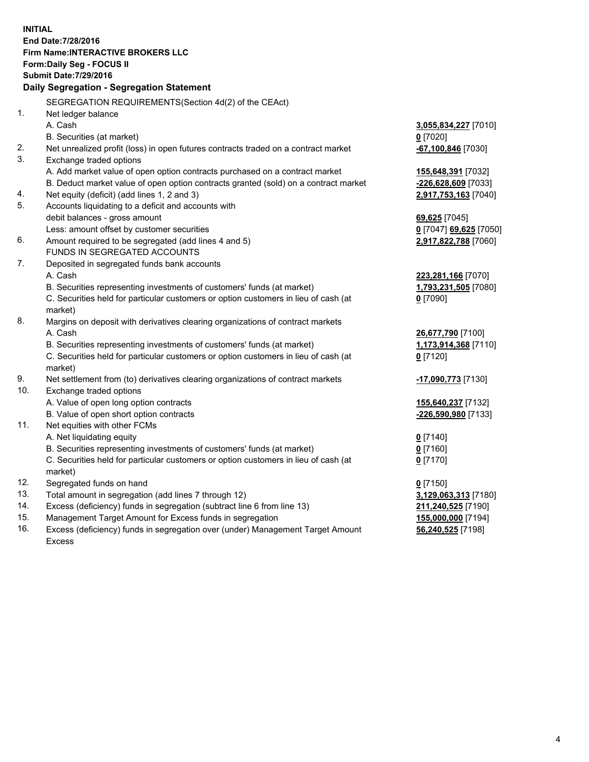**INITIAL**
**End Date:7/28/2016**
**Firm Name:INTERACTIVE BROKERS LLC**
**Form:Daily Seg - FOCUS II**
**Submit Date:7/29/2016**

## Daily Segregation - Segregation Statement

| | | |
|---|---|---|
| | SEGREGATION REQUIREMENTS(Section 4d(2) of the CEAct) | |
| 1. | Net ledger balance | |
| | A. Cash | **3,055,834,227** [7010] |
| | B. Securities (at market) | **0** [7020] |
| 2. | Net unrealized profit (loss) in open futures contracts traded on a contract market | **-67,100,846** [7030] |
| 3. | Exchange traded options | |
| | A. Add market value of open option contracts purchased on a contract market | **155,648,391** [7032] |
| | B. Deduct market value of open option contracts granted (sold) on a contract market | **-226,628,609** [7033] |
| 4. | Net equity (deficit) (add lines 1, 2 and 3) | **2,917,753,163** [7040] |
| 5. | Accounts liquidating to a deficit and accounts with | |
| | debit balances - gross amount | **69,625** [7045] |
| | Less: amount offset by customer securities | **0** [7047] **69,625** [7050] |
| 6. | Amount required to be segregated (add lines 4 and 5) | **2,917,822,788** [7060] |
| | FUNDS IN SEGREGATED ACCOUNTS | |
| 7. | Deposited in segregated funds bank accounts | |
| | A. Cash | **223,281,166** [7070] |
| | B. Securities representing investments of customers' funds (at market) | **1,793,231,505** [7080] |
| | C. Securities held for particular customers or option customers in lieu of cash (at market) | **0** [7090] |
| 8. | Margins on deposit with derivatives clearing organizations of contract markets | |
| | A. Cash | **26,677,790** [7100] |
| | B. Securities representing investments of customers' funds (at market) | **1,173,914,368** [7110] |
| | C. Securities held for particular customers or option customers in lieu of cash (at market) | **0** [7120] |
| 9. | Net settlement from (to) derivatives clearing organizations of contract markets | **-17,090,773** [7130] |
| 10. | Exchange traded options | |
| | A. Value of open long option contracts | **155,640,237** [7132] |
| | B. Value of open short option contracts | **-226,590,980** [7133] |
| 11. | Net equities with other FCMs | |
| | A. Net liquidating equity | **0** [7140] |
| | B. Securities representing investments of customers' funds (at market) | **0** [7160] |
| | C. Securities held for particular customers or option customers in lieu of cash (at market) | **0** [7170] |
| 12. | Segregated funds on hand | **0** [7150] |
| 13. | Total amount in segregation (add lines 7 through 12) | **3,129,063,313** [7180] |
| 14. | Excess (deficiency) funds in segregation (subtract line 6 from line 13) | **211,240,525** [7190] |
| 15. | Management Target Amount for Excess funds in segregation | **155,000,000** [7194] |
| 16. | Excess (deficiency) funds in segregation over (under) Management Target Amount Excess | **56,240,525** [7198] |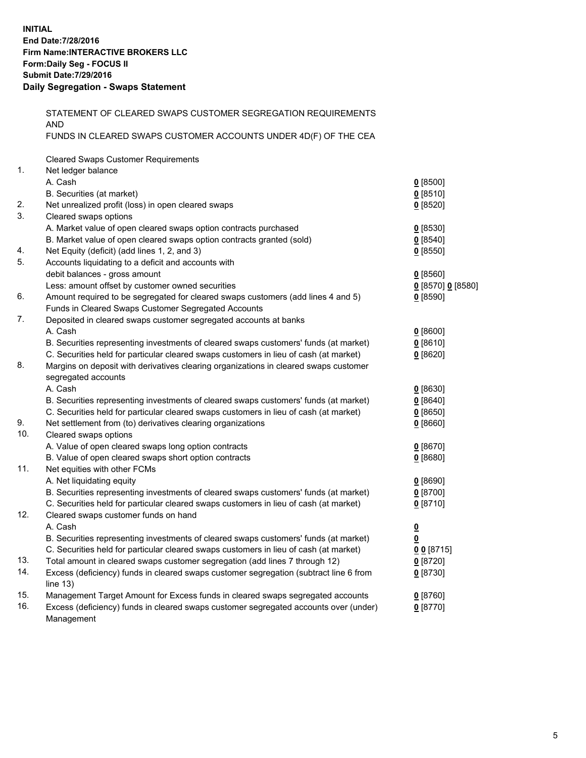**INITIAL**
**End Date:7/28/2016**
**Firm Name:INTERACTIVE BROKERS LLC**
**Form:Daily Seg - FOCUS II**
**Submit Date:7/29/2016**
**Daily Segregation - Swaps Statement**

STATEMENT OF CLEARED SWAPS CUSTOMER SEGREGATION REQUIREMENTS AND FUNDS IN CLEARED SWAPS CUSTOMER ACCOUNTS UNDER 4D(F) OF THE CEA

| | | |
|---|---|---|
| | Cleared Swaps Customer Requirements | |
| 1. | Net ledger balance | |
| | A. Cash | 0 [8500] |
| | B. Securities (at market) | 0 [8510] |
| 2. | Net unrealized profit (loss) in open cleared swaps | 0 [8520] |
| 3. | Cleared swaps options | |
| | A. Market value of open cleared swaps option contracts purchased | 0 [8530] |
| | B. Market value of open cleared swaps option contracts granted (sold) | 0 [8540] |
| 4. | Net Equity (deficit) (add lines 1, 2, and 3) | 0 [8550] |
| 5. | Accounts liquidating to a deficit and accounts with debit balances - gross amount | 0 [8560] |
| | Less: amount offset by customer owned securities | 0 [8570] 0 [8580] |
| 6. | Amount required to be segregated for cleared swaps customers (add lines 4 and 5) | 0 [8590] |
| | Funds in Cleared Swaps Customer Segregated Accounts | |
| 7. | Deposited in cleared swaps customer segregated accounts at banks | |
| | A. Cash | 0 [8600] |
| | B. Securities representing investments of cleared swaps customers' funds (at market) | 0 [8610] |
| | C. Securities held for particular cleared swaps customers in lieu of cash (at market) | 0 [8620] |
| 8. | Margins on deposit with derivatives clearing organizations in cleared swaps customer segregated accounts | |
| | A. Cash | 0 [8630] |
| | B. Securities representing investments of cleared swaps customers' funds (at market) | 0 [8640] |
| | C. Securities held for particular cleared swaps customers in lieu of cash (at market) | 0 [8650] |
| 9. | Net settlement from (to) derivatives clearing organizations | 0 [8660] |
| 10. | Cleared swaps options | |
| | A. Value of open cleared swaps long option contracts | 0 [8670] |
| | B. Value of open cleared swaps short option contracts | 0 [8680] |
| 11. | Net equities with other FCMs | |
| | A. Net liquidating equity | 0 [8690] |
| | B. Securities representing investments of cleared swaps customers' funds (at market) | 0 [8700] |
| | C. Securities held for particular cleared swaps customers in lieu of cash (at market) | 0 [8710] |
| 12. | Cleared swaps customer funds on hand | |
| | A. Cash | 0 |
| | B. Securities representing investments of cleared swaps customers' funds (at market) | 0 |
| | C. Securities held for particular cleared swaps customers in lieu of cash (at market) | 0 0 [8715] |
| 13. | Total amount in cleared swaps customer segregation (add lines 7 through 12) | 0 [8720] |
| 14. | Excess (deficiency) funds in cleared swaps customer segregation (subtract line 6 from line 13) | 0 [8730] |
| 15. | Management Target Amount for Excess funds in cleared swaps segregated accounts | 0 [8760] |
| 16. | Excess (deficiency) funds in cleared swaps customer segregated accounts over (under) Management | 0 [8770] |